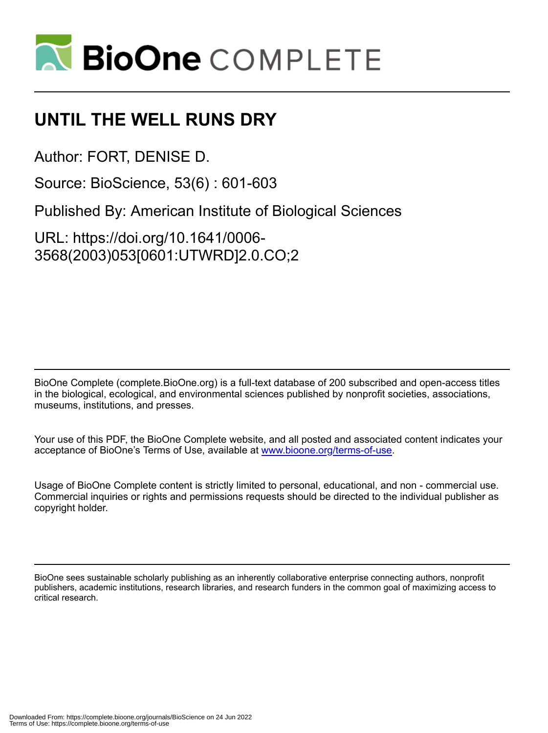# UNTIL THE WELL RUNS DRY

Author: FORT, DENISE D.

Source: BioScience, 53(6) : 601-603

Published By: American Institute of Biological Sciences

URL: https://doi.org/10.1641/0006-3568(2003)053[0601:UTWRD]2.0.CO;2

BioOne Complete (complete.BioOne.org) is a full-text database of 200 subscribed and open-access titles in the biological, ecological, and environmental sciences published by nonprofit societies, associations, museums, institutions, and presses.

Your use of this PDF, the BioOne Complete website, and all posted and associated content indicates your acceptance of BioOne's Terms of Use, available at www.bioone.org/terms-of-use.

Usage of BioOne Complete content is strictly limited to personal, educational, and non - commercial use. Commercial inquiries or rights and permissions requests should be directed to the individual publisher as copyright holder.

BioOne sees sustainable scholarly publishing as an inherently collaborative enterprise connecting authors, nonprofit publishers, academic institutions, research libraries, and research funders in the common goal of maximizing access to critical research.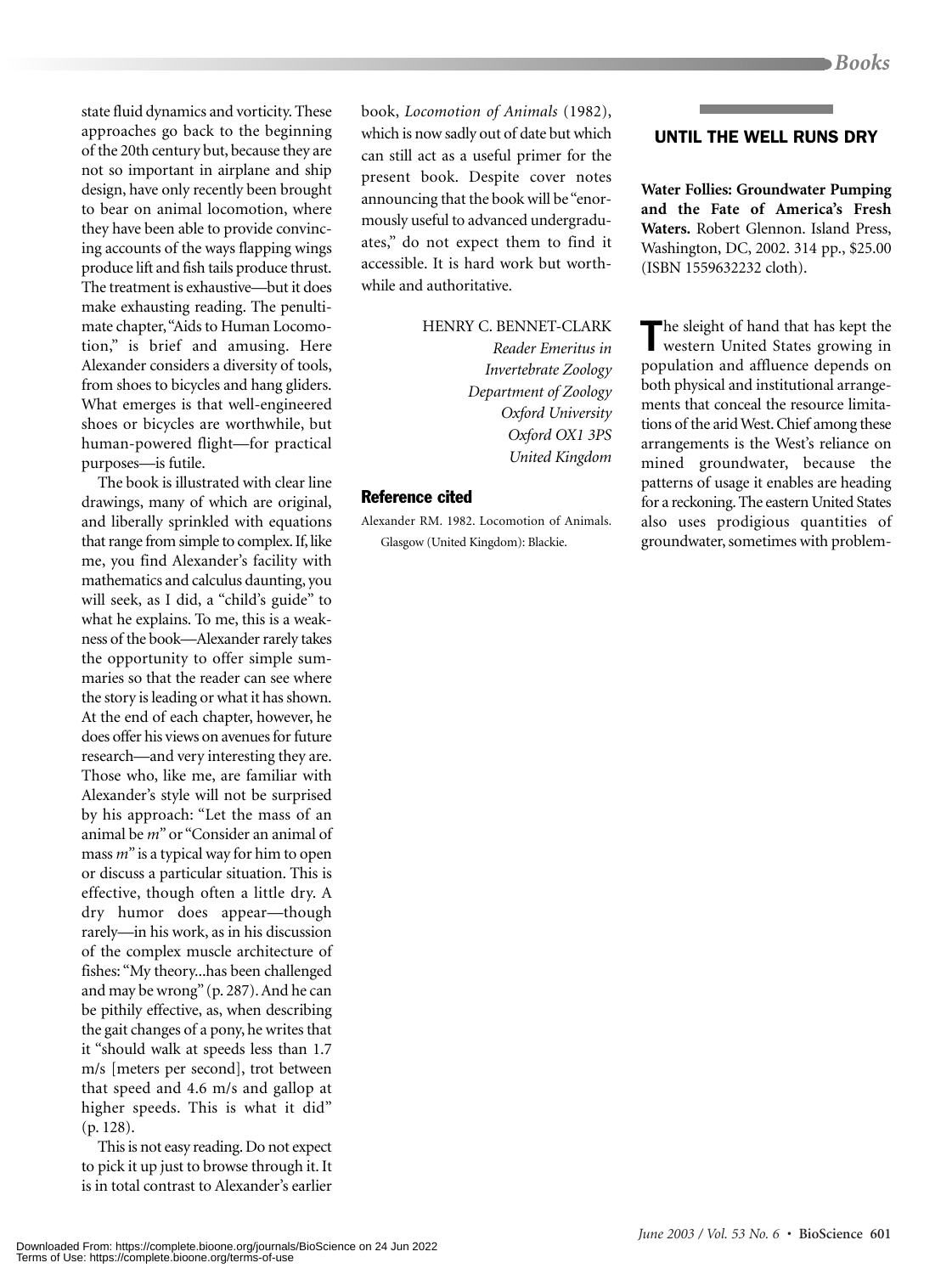state fluid dynamics and vorticity. These approaches go back to the beginning of the 20th century but, because they are not so important in airplane and ship design, have only recently been brought to bear on animal locomotion, where they have been able to provide convincing accounts of the ways flapping wings produce lift and fish tails produce thrust. The treatment is exhaustive—but it does make exhausting reading. The penultimate chapter, "Aids to Human Locomotion," is brief and amusing. Here Alexander considers a diversity of tools, from shoes to bicycles and hang gliders. What emerges is that well-engineered shoes or bicycles are worthwhile, but human-powered flight—for practical purposes—is futile.

The book is illustrated with clear line drawings, many of which are original, and liberally sprinkled with equations that range from simple to complex. If, like me, you find Alexander's facility with mathematics and calculus daunting, you will seek, as I did, a "child's guide" to what he explains. To me, this is a weakness of the book—Alexander rarely takes the opportunity to offer simple summaries so that the reader can see where the story is leading or what it has shown. At the end of each chapter, however, he does offer his views on avenues for future research—and very interesting they are. Those who, like me, are familiar with Alexander's style will not be surprised by his approach: "Let the mass of an animal be *m*" or "Consider an animal of mass *m*" is a typical way for him to open or discuss a particular situation. This is effective, though often a little dry. A dry humor does appear—though rarely—in his work, as in his discussion of the complex muscle architecture of fishes: "My theory...has been challenged and may be wrong" (p. 287). And he can be pithily effective, as, when describing the gait changes of a pony, he writes that it "should walk at speeds less than 1.7 m/s [meters per second], trot between that speed and 4.6 m/s and gallop at higher speeds. This is what it did" (p. 128).

This is not easy reading. Do not expect to pick it up just to browse through it. It is in total contrast to Alexander's earlier book, *Locomotion of Animals* (1982), which is now sadly out of date but which can still act as a useful primer for the present book. Despite cover notes announcing that the book will be "enormously useful to advanced undergraduates," do not expect them to find it accessible. It is hard work but worthwhile and authoritative.

HENRY C. BENNET-CLARK
*Reader Emeritus in Invertebrate Zoology*
*Department of Zoology*
*Oxford University*
*Oxford OX1 3PS*
*United Kingdom*

### Reference cited

Alexander RM. 1982. Locomotion of Animals. Glasgow (United Kingdom): Blackie.

## UNTIL THE WELL RUNS DRY

**Water Follies: Groundwater Pumping and the Fate of America's Fresh Waters.** Robert Glennon. Island Press, Washington, DC, 2002. 314 pp., $25.00 (ISBN 1559632232 cloth).

The sleight of hand that has kept the western United States growing in population and affluence depends on both physical and institutional arrangements that conceal the resource limitations of the arid West. Chief among these arrangements is the West's reliance on mined groundwater, because the patterns of usage it enables are heading for a reckoning. The eastern United States also uses prodigious quantities of groundwater, sometimes with problem-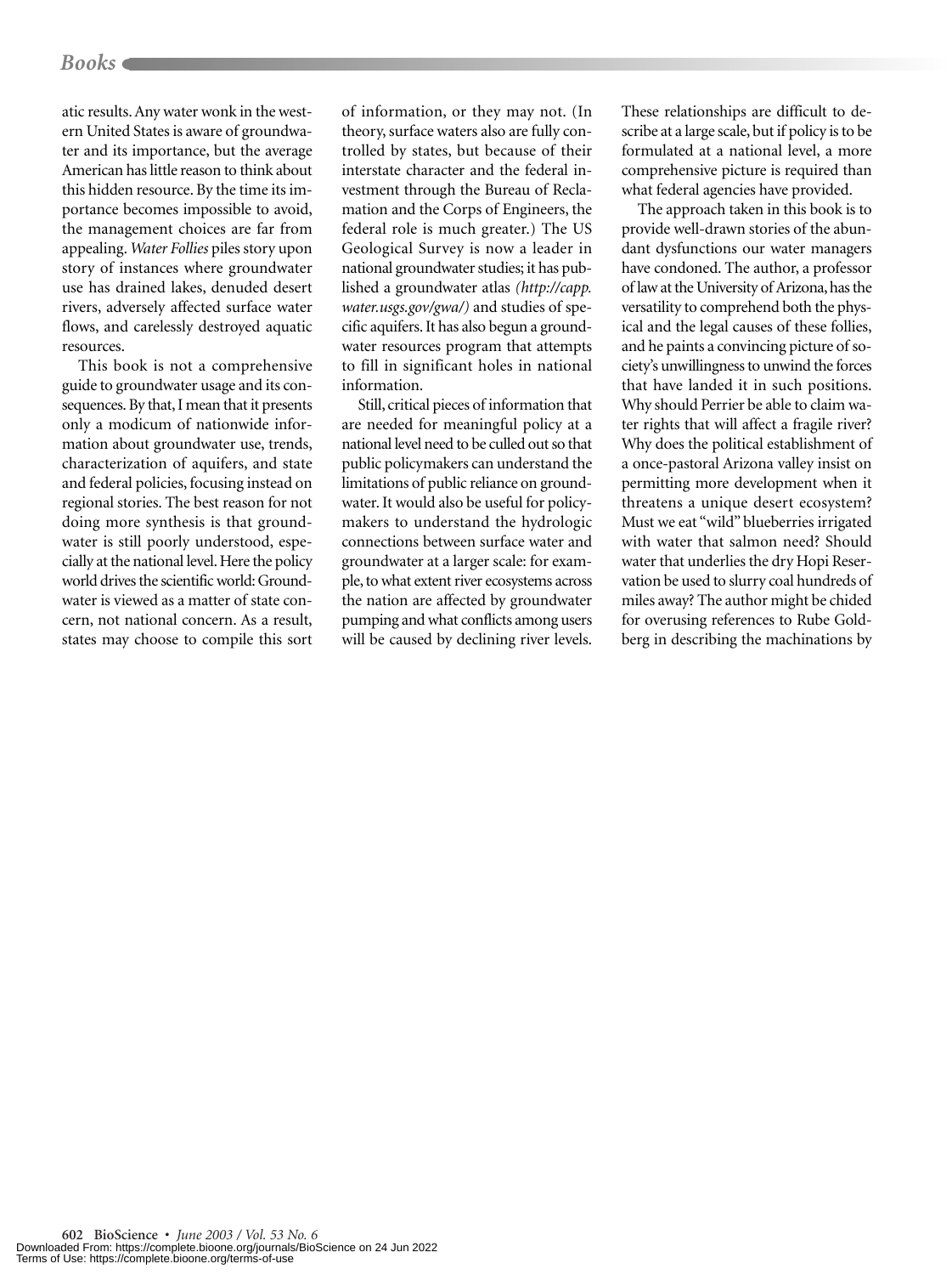atic results. Any water wonk in the western United States is aware of groundwater and its importance, but the average American has little reason to think about this hidden resource. By the time its importance becomes impossible to avoid, the management choices are far from appealing. *Water Follies* piles story upon story of instances where groundwater use has drained lakes, denuded desert rivers, adversely affected surface water flows, and carelessly destroyed aquatic resources.

This book is not a comprehensive guide to groundwater usage and its consequences. By that, I mean that it presents only a modicum of nationwide information about groundwater use, trends, characterization of aquifers, and state and federal policies, focusing instead on regional stories. The best reason for not doing more synthesis is that groundwater is still poorly understood, especially at the national level. Here the policy world drives the scientific world: Groundwater is viewed as a matter of state concern, not national concern. As a result, states may choose to compile this sort of information, or they may not. (In theory, surface waters also are fully controlled by states, but because of their interstate character and the federal investment through the Bureau of Reclamation and the Corps of Engineers, the federal role is much greater.) The US Geological Survey is now a leader in national groundwater studies; it has published a groundwater atlas *(http://capp.water.usgs.gov/gwa/)* and studies of specific aquifers. It has also begun a groundwater resources program that attempts to fill in significant holes in national information.

Still, critical pieces of information that are needed for meaningful policy at a national level need to be culled out so that public policymakers can understand the limitations of public reliance on groundwater. It would also be useful for policymakers to understand the hydrologic connections between surface water and groundwater at a larger scale: for example, to what extent river ecosystems across the nation are affected by groundwater pumping and what conflicts among users will be caused by declining river levels. These relationships are difficult to describe at a large scale, but if policy is to be formulated at a national level, a more comprehensive picture is required than what federal agencies have provided.

The approach taken in this book is to provide well-drawn stories of the abundant dysfunctions our water managers have condoned. The author, a professor of law at the University of Arizona, has the versatility to comprehend both the physical and the legal causes of these follies, and he paints a convincing picture of society's unwillingness to unwind the forces that have landed it in such positions. Why should Perrier be able to claim water rights that will affect a fragile river? Why does the political establishment of a once-pastoral Arizona valley insist on permitting more development when it threatens a unique desert ecosystem? Must we eat "wild" blueberries irrigated with water that salmon need? Should water that underlies the dry Hopi Reservation be used to slurry coal hundreds of miles away? The author might be chided for overusing references to Rube Goldberg in describing the machinations by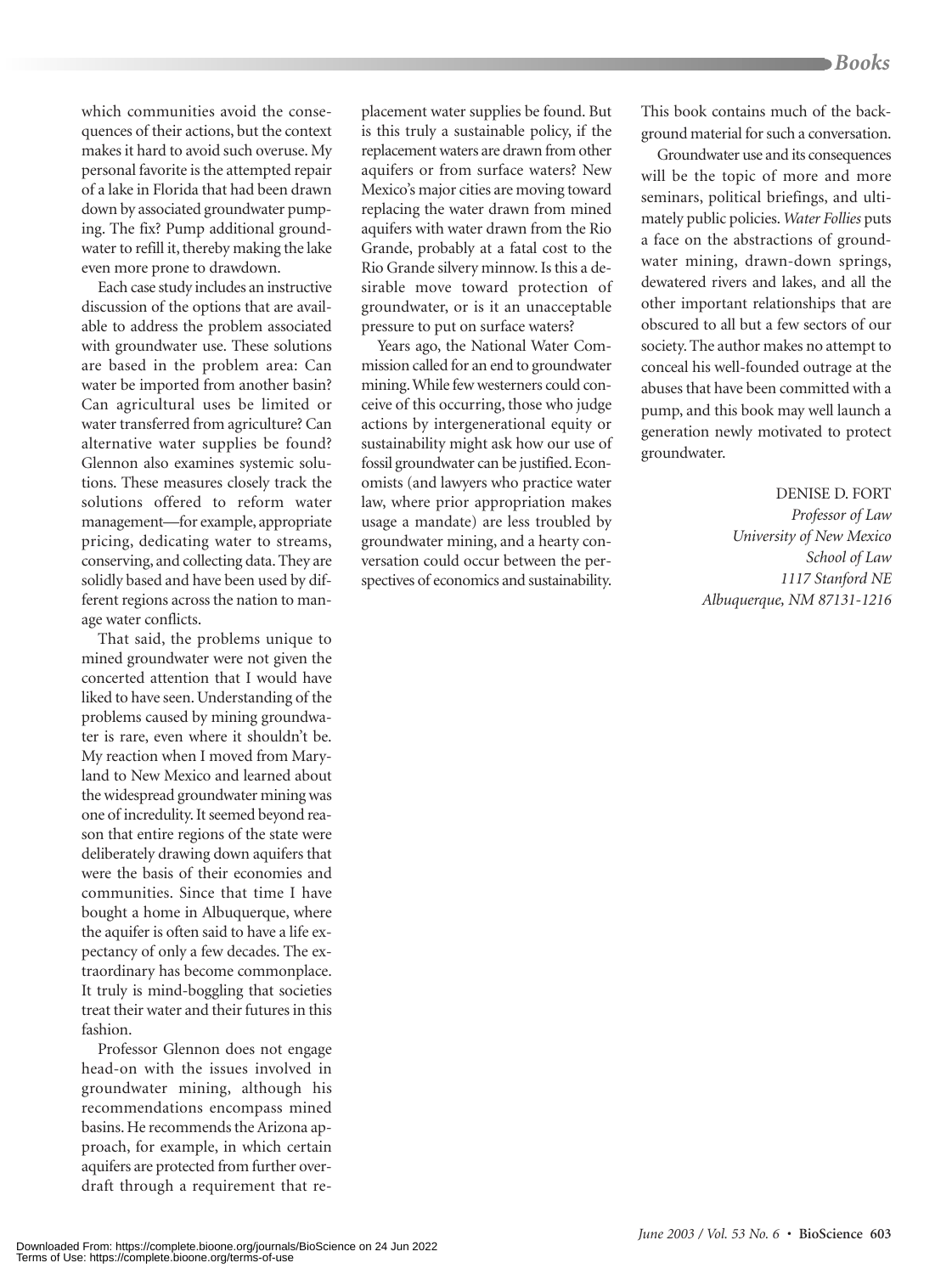which communities avoid the consequences of their actions, but the context makes it hard to avoid such overuse. My personal favorite is the attempted repair of a lake in Florida that had been drawn down by associated groundwater pumping. The fix? Pump additional groundwater to refill it, thereby making the lake even more prone to drawdown.

Each case study includes an instructive discussion of the options that are available to address the problem associated with groundwater use. These solutions are based in the problem area: Can water be imported from another basin? Can agricultural uses be limited or water transferred from agriculture? Can alternative water supplies be found? Glennon also examines systemic solutions. These measures closely track the solutions offered to reform water management—for example, appropriate pricing, dedicating water to streams, conserving, and collecting data. They are solidly based and have been used by different regions across the nation to manage water conflicts.

That said, the problems unique to mined groundwater were not given the concerted attention that I would have liked to have seen. Understanding of the problems caused by mining groundwater is rare, even where it shouldn't be. My reaction when I moved from Maryland to New Mexico and learned about the widespread groundwater mining was one of incredulity. It seemed beyond reason that entire regions of the state were deliberately drawing down aquifers that were the basis of their economies and communities. Since that time I have bought a home in Albuquerque, where the aquifer is often said to have a life expectancy of only a few decades. The extraordinary has become commonplace. It truly is mind-boggling that societies treat their water and their futures in this fashion.

Professor Glennon does not engage head-on with the issues involved in groundwater mining, although his recommendations encompass mined basins. He recommends the Arizona approach, for example, in which certain aquifers are protected from further overdraft through a requirement that replacement water supplies be found. But is this truly a sustainable policy, if the replacement waters are drawn from other aquifers or from surface waters? New Mexico's major cities are moving toward replacing the water drawn from mined aquifers with water drawn from the Rio Grande, probably at a fatal cost to the Rio Grande silvery minnow. Is this a desirable move toward protection of groundwater, or is it an unacceptable pressure to put on surface waters?

Years ago, the National Water Commission called for an end to groundwater mining. While few westerners could conceive of this occurring, those who judge actions by intergenerational equity or sustainability might ask how our use of fossil groundwater can be justified. Economists (and lawyers who practice water law, where prior appropriation makes usage a mandate) are less troubled by groundwater mining, and a hearty conversation could occur between the perspectives of economics and sustainability. This book contains much of the background material for such a conversation.

Groundwater use and its consequences will be the topic of more and more seminars, political briefings, and ultimately public policies. *Water Follies* puts a face on the abstractions of groundwater mining, drawn-down springs, dewatered rivers and lakes, and all the other important relationships that are obscured to all but a few sectors of our society. The author makes no attempt to conceal his well-founded outrage at the abuses that have been committed with a pump, and this book may well launch a generation newly motivated to protect groundwater.

DENISE D. FORT
*Professor of Law*
*University of New Mexico*
*School of Law*
*1117 Stanford NE*
*Albuquerque, NM 87131-1216*